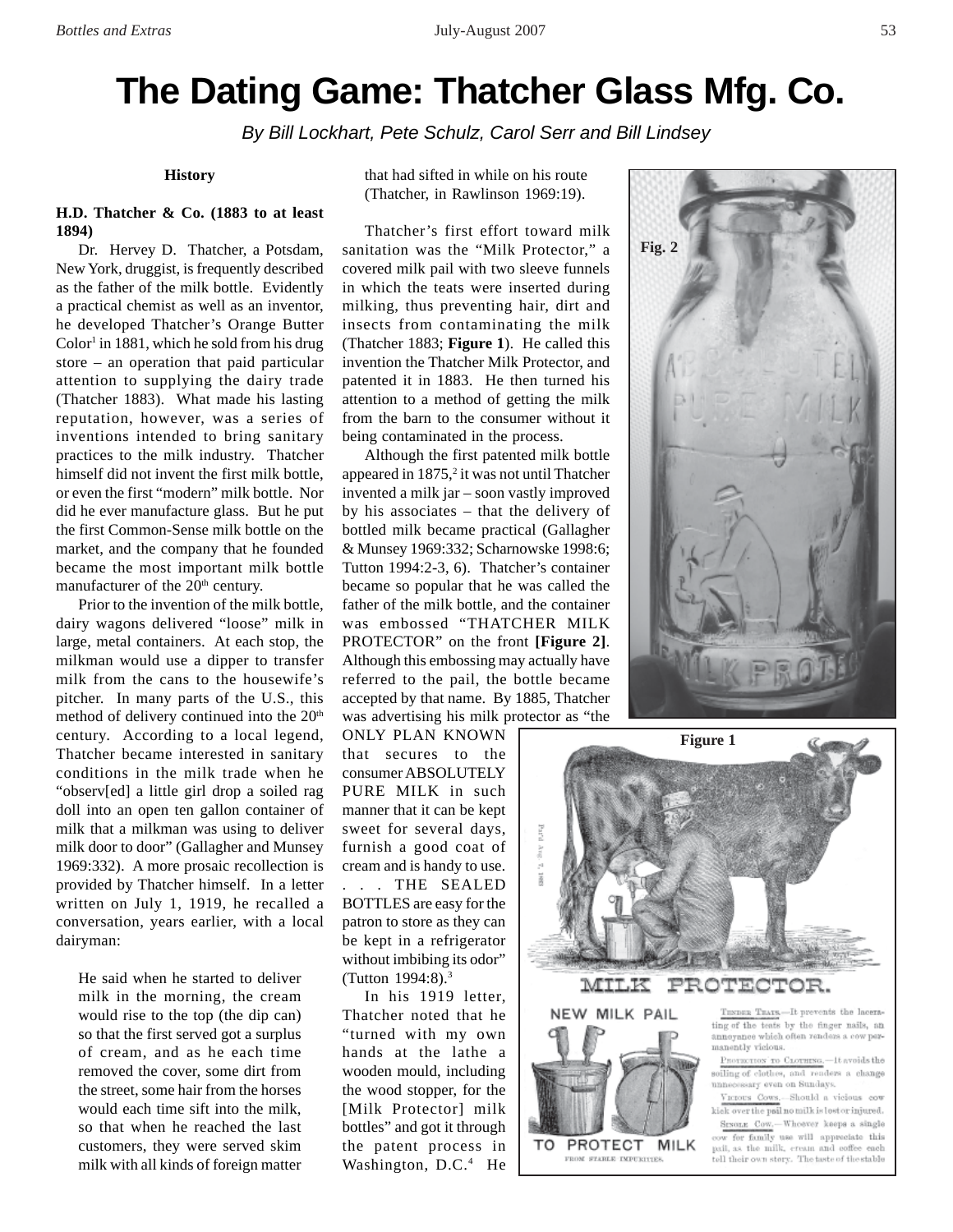# The Dating Game: Thatcher Glass Mfg. Co.

*By Bill Lockhart, Pete Schulz, Carol Serr and Bill Lindsey*

## History

### H.D. Thatcher & Co. (1883 to at least 1894)

Dr. Hervey D. Thatcher, a Potsdam, New York, druggist, is frequently described as the father of the milk bottle. Evidently a practical chemist as well as an inventor, he developed Thatcher's Orange Butter Color[1] in 1881, which he sold from his drug store – an operation that paid particular attention to supplying the dairy trade (Thatcher 1883). What made his lasting reputation, however, was a series of inventions intended to bring sanitary practices to the milk industry. Thatcher himself did not invent the first milk bottle, or even the first "modern" milk bottle. Nor did he ever manufacture glass. But he put the first Common-Sense milk bottle on the market, and the company that he founded became the most important milk bottle manufacturer of the 20th century.

Prior to the invention of the milk bottle, dairy wagons delivered "loose" milk in large, metal containers. At each stop, the milkman would use a dipper to transfer milk from the cans to the housewife's pitcher. In many parts of the U.S., this method of delivery continued into the 20th century. According to a local legend, Thatcher became interested in sanitary conditions in the milk trade when he "observ[ed] a little girl drop a soiled rag doll into an open ten gallon container of milk that a milkman was using to deliver milk door to door" (Gallagher and Munsey 1969:332). A more prosaic recollection is provided by Thatcher himself. In a letter written on July 1, 1919, he recalled a conversation, years earlier, with a local dairyman:

> He said when he started to deliver milk in the morning, the cream would rise to the top (the dip can) so that the first served got a surplus of cream, and as he each time removed the cover, some dirt from the street, some hair from the horses would each time sift into the milk, so that when he reached the last customers, they were served skim milk with all kinds of foreign matter that had sifted in while on his route (Thatcher, in Rawlinson 1969:19).

Thatcher's first effort toward milk sanitation was the "Milk Protector," a covered milk pail with two sleeve funnels in which the teats were inserted during milking, thus preventing hair, dirt and insects from contaminating the milk (Thatcher 1883; **Figure 1**). He called this invention the Thatcher Milk Protector, and patented it in 1883. He then turned his attention to a method of getting the milk from the barn to the consumer without it being contaminated in the process.

Although the first patented milk bottle appeared in 1875,[2] it was not until Thatcher invented a milk jar – soon vastly improved by his associates – that the delivery of bottled milk became practical (Gallagher & Munsey 1969:332; Scharnowske 1998:6; Tutton 1994:2-3, 6). Thatcher's container became so popular that he was called the father of the milk bottle, and the container was embossed "THATCHER MILK PROTECTOR" on the front **[Figure 2]**. Although this embossing may actually have referred to the pail, the bottle became accepted by that name. By 1885, Thatcher was advertising his milk protector as "the ONLY PLAN KNOWN that secures to the consumer ABSOLUTELY PURE MILK in such manner that it can be kept sweet for several days, furnish a good coat of cream and is handy to use. . . . THE SEALED BOTTLES are easy for the patron to store as they can be kept in a refrigerator without imbibing its odor" (Tutton 1994:8).[3]

In his 1919 letter, Thatcher noted that he "turned with my own hands at the lathe a wooden mould, including the wood stopper, for the [Milk Protector] milk bottles" and got it through the patent process in Washington, D.C.[4] He

Fig. 2

Figure 1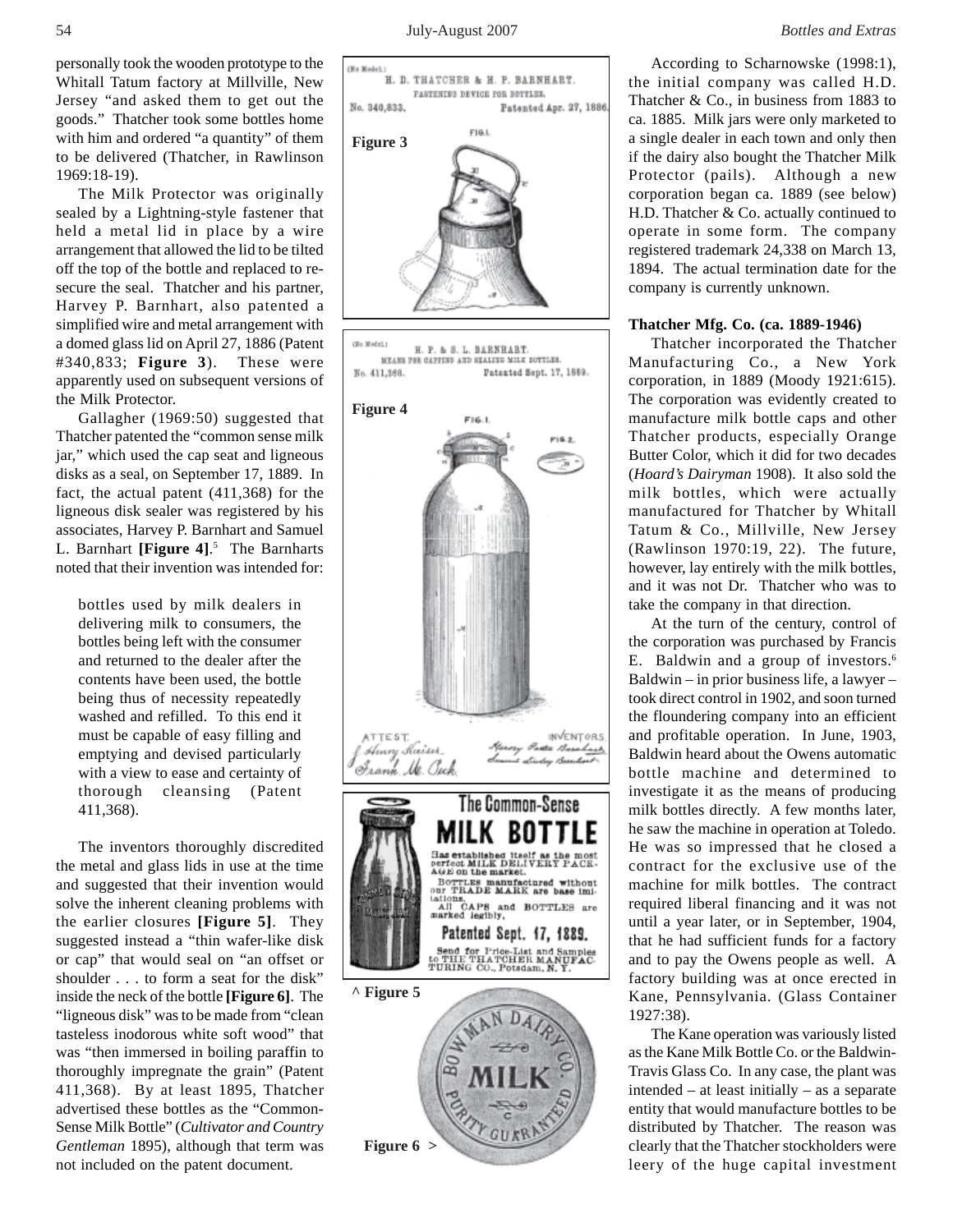personally took the wooden prototype to the Whitall Tatum factory at Millville, New Jersey "and asked them to get out the goods." Thatcher took some bottles home with him and ordered "a quantity" of them to be delivered (Thatcher, in Rawlinson 1969:18-19).

The Milk Protector was originally sealed by a Lightning-style fastener that held a metal lid in place by a wire arrangement that allowed the lid to be tilted off the top of the bottle and replaced to re-secure the seal. Thatcher and his partner, Harvey P. Barnhart, also patented a simplified wire and metal arrangement with a domed glass lid on April 27, 1886 (Patent #340,833; **Figure 3**). These were apparently used on subsequent versions of the Milk Protector.

Gallagher (1969:50) suggested that Thatcher patented the "common sense milk jar," which used the cap seat and ligneous disks as a seal, on September 17, 1889. In fact, the actual patent (411,368) for the ligneous disk sealer was registered by his associates, Harvey P. Barnhart and Samuel L. Barnhart **[Figure 4]**.[5] The Barnharts noted that their invention was intended for:

> bottles used by milk dealers in delivering milk to consumers, the bottles being left with the consumer and returned to the dealer after the contents have been used, the bottle being thus of necessity repeatedly washed and refilled. To this end it must be capable of easy filling and emptying and devised particularly with a view to ease and certainty of thorough cleansing (Patent 411,368).

The inventors thoroughly discredited the metal and glass lids in use at the time and suggested that their invention would solve the inherent cleaning problems with the earlier closures **[Figure 5]**. They suggested instead a "thin wafer-like disk or cap" that would seal on "an offset or shoulder . . . to form a seat for the disk" inside the neck of the bottle **[Figure 6]**. The "ligneous disk" was to be made from "clean tasteless inodorous white soft wood" that was "then immersed in boiling paraffin to thoroughly impregnate the grain" (Patent 411,368). By at least 1895, Thatcher advertised these bottles as the "Common-Sense Milk Bottle" (*Cultivator and Country Gentleman* 1895), although that term was not included on the patent document.

Figure 3

Figure 4

^ Figure 5

Figure 6 >

According to Scharnowske (1998:1), the initial company was called H.D. Thatcher & Co., in business from 1883 to ca. 1885. Milk jars were only marketed to a single dealer in each town and only then if the dairy also bought the Thatcher Milk Protector (pails). Although a new corporation began ca. 1889 (see below) H.D. Thatcher & Co. actually continued to operate in some form. The company registered trademark 24,338 on March 13, 1894. The actual termination date for the company is currently unknown.

### Thatcher Mfg. Co. (ca. 1889-1946)

Thatcher incorporated the Thatcher Manufacturing Co., a New York corporation, in 1889 (Moody 1921:615). The corporation was evidently created to manufacture milk bottle caps and other Thatcher products, especially Orange Butter Color, which it did for two decades (*Hoard's Dairyman* 1908). It also sold the milk bottles, which were actually manufactured for Thatcher by Whitall Tatum & Co., Millville, New Jersey (Rawlinson 1970:19, 22). The future, however, lay entirely with the milk bottles, and it was not Dr. Thatcher who was to take the company in that direction.

At the turn of the century, control of the corporation was purchased by Francis E. Baldwin and a group of investors.[6] Baldwin – in prior business life, a lawyer – took direct control in 1902, and soon turned the floundering company into an efficient and profitable operation. In June, 1903, Baldwin heard about the Owens automatic bottle machine and determined to investigate it as the means of producing milk bottles directly. A few months later, he saw the machine in operation at Toledo. He was so impressed that he closed a contract for the exclusive use of the machine for milk bottles. The contract required liberal financing and it was not until a year later, or in September, 1904, that he had sufficient funds for a factory and to pay the Owens people as well. A factory building was at once erected in Kane, Pennsylvania. (Glass Container 1927:38).

The Kane operation was variously listed as the Kane Milk Bottle Co. or the Baldwin-Travis Glass Co. In any case, the plant was intended – at least initially – as a separate entity that would manufacture bottles to be distributed by Thatcher. The reason was clearly that the Thatcher stockholders were leery of the huge capital investment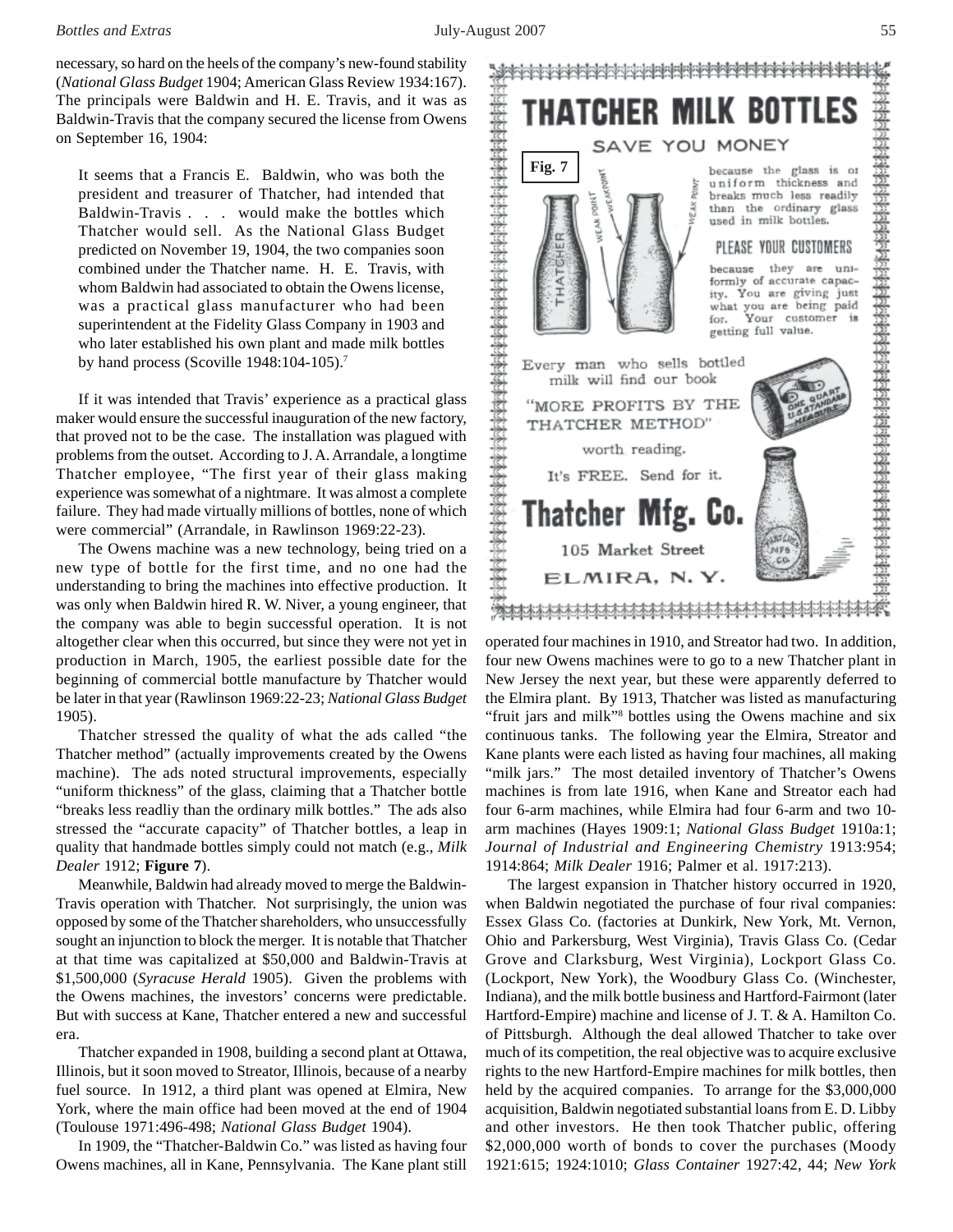necessary, so hard on the heels of the company's new-found stability (*National Glass Budget* 1904; American Glass Review 1934:167). The principals were Baldwin and H. E. Travis, and it was as Baldwin-Travis that the company secured the license from Owens on September 16, 1904:

> It seems that a Francis E. Baldwin, who was both the president and treasurer of Thatcher, had intended that Baldwin-Travis . . . would make the bottles which Thatcher would sell. As the National Glass Budget predicted on November 19, 1904, the two companies soon combined under the Thatcher name. H. E. Travis, with whom Baldwin had associated to obtain the Owens license, was a practical glass manufacturer who had been superintendent at the Fidelity Glass Company in 1903 and who later established his own plant and made milk bottles by hand process (Scoville 1948:104-105).[7]

If it was intended that Travis' experience as a practical glass maker would ensure the successful inauguration of the new factory, that proved not to be the case. The installation was plagued with problems from the outset. According to J. A. Arrandale, a longtime Thatcher employee, "The first year of their glass making experience was somewhat of a nightmare. It was almost a complete failure. They had made virtually millions of bottles, none of which were commercial" (Arrandale, in Rawlinson 1969:22-23).

The Owens machine was a new technology, being tried on a new type of bottle for the first time, and no one had the understanding to bring the machines into effective production. It was only when Baldwin hired R. W. Niver, a young engineer, that the company was able to begin successful operation. It is not altogether clear when this occurred, but since they were not yet in production in March, 1905, the earliest possible date for the beginning of commercial bottle manufacture by Thatcher would be later in that year (Rawlinson 1969:22-23; *National Glass Budget* 1905).

Thatcher stressed the quality of what the ads called "the Thatcher method" (actually improvements created by the Owens machine). The ads noted structural improvements, especially "uniform thickness" of the glass, claiming that a Thatcher bottle "breaks less readliy than the ordinary milk bottles." The ads also stressed the "accurate capacity" of Thatcher bottles, a leap in quality that handmade bottles simply could not match (e.g., *Milk Dealer* 1912; **Figure 7**).

Meanwhile, Baldwin had already moved to merge the Baldwin-Travis operation with Thatcher. Not surprisingly, the union was opposed by some of the Thatcher shareholders, who unsuccessfully sought an injunction to block the merger. It is notable that Thatcher at that time was capitalized at $50,000 and Baldwin-Travis at $1,500,000 (*Syracuse Herald* 1905). Given the problems with the Owens machines, the investors' concerns were predictable. But with success at Kane, Thatcher entered a new and successful era.

Thatcher expanded in 1908, building a second plant at Ottawa, Illinois, but it soon moved to Streator, Illinois, because of a nearby fuel source. In 1912, a third plant was opened at Elmira, New York, where the main office had been moved at the end of 1904 (Toulouse 1971:496-498; *National Glass Budget* 1904).

In 1909, the "Thatcher-Baldwin Co." was listed as having four Owens machines, all in Kane, Pennsylvania. The Kane plant still operated four machines in 1910, and Streator had two. In addition, four new Owens machines were to go to a new Thatcher plant in New Jersey the next year, but these were apparently deferred to the Elmira plant. By 1913, Thatcher was listed as manufacturing "fruit jars and milk"[8] bottles using the Owens machine and six continuous tanks. The following year the Elmira, Streator and Kane plants were each listed as having four machines, all making "milk jars." The most detailed inventory of Thatcher's Owens machines is from late 1916, when Kane and Streator each had four 6-arm machines, while Elmira had four 6-arm and two 10-arm machines (Hayes 1909:1; *National Glass Budget* 1910a:1; *Journal of Industrial and Engineering Chemistry* 1913:954; 1914:864; *Milk Dealer* 1916; Palmer et al. 1917:213).

The largest expansion in Thatcher history occurred in 1920, when Baldwin negotiated the purchase of four rival companies: Essex Glass Co. (factories at Dunkirk, New York, Mt. Vernon, Ohio and Parkersburg, West Virginia), Travis Glass Co. (Cedar Grove and Clarksburg, West Virginia), Lockport Glass Co. (Lockport, New York), the Woodbury Glass Co. (Winchester, Indiana), and the milk bottle business and Hartford-Fairmont (later Hartford-Empire) machine and license of J. T. & A. Hamilton Co. of Pittsburgh. Although the deal allowed Thatcher to take over much of its competition, the real objective was to acquire exclusive rights to the new Hartford-Empire machines for milk bottles, then held by the acquired companies. To arrange for the $3,000,000 acquisition, Baldwin negotiated substantial loans from E. D. Libby and other investors. He then took Thatcher public, offering $2,000,000 worth of bonds to cover the purchases (Moody 1921:615; 1924:1010; *Glass Container* 1927:42, 44; *New York*

**Fig. 7**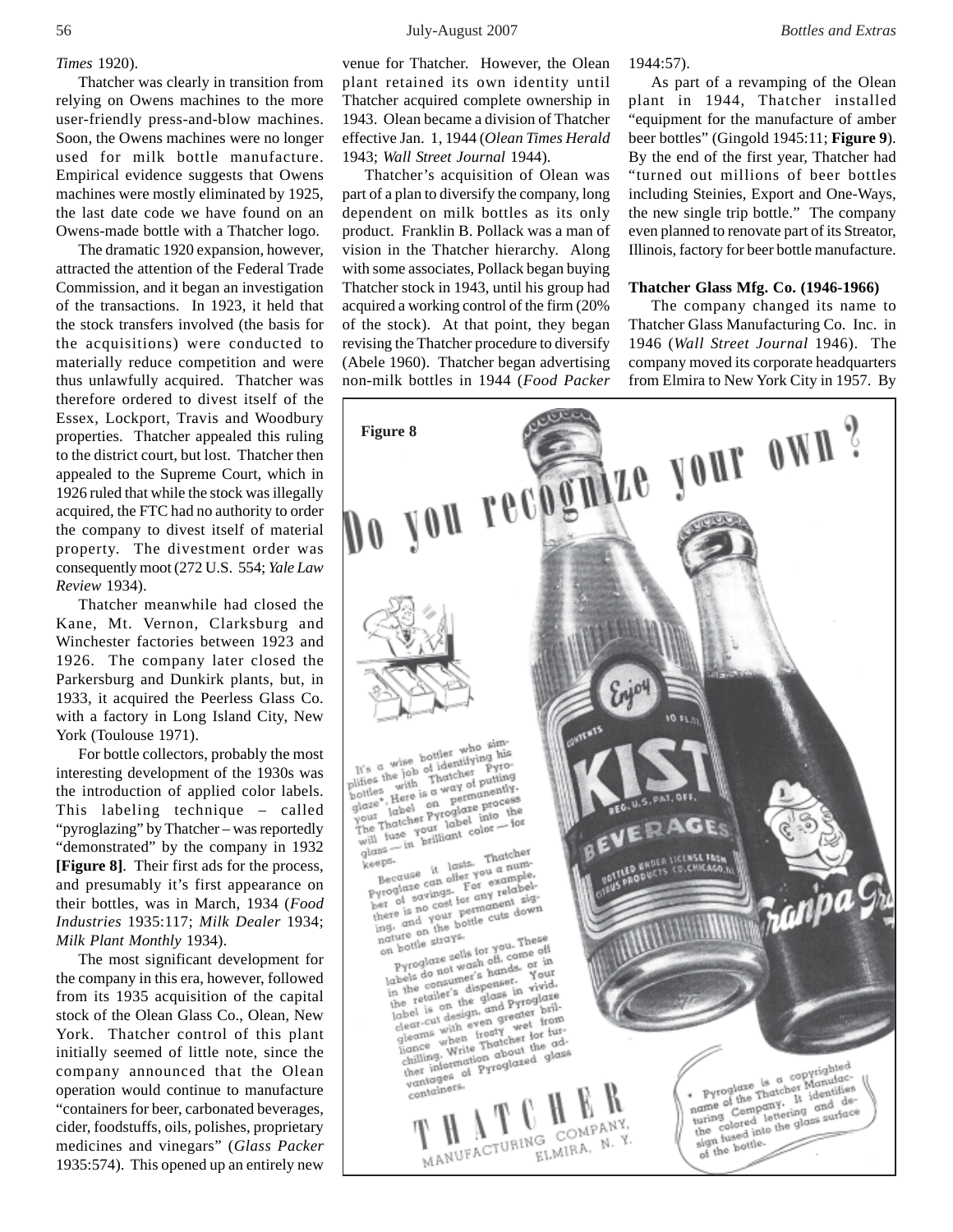*Times* 1920).

Thatcher was clearly in transition from relying on Owens machines to the more user-friendly press-and-blow machines. Soon, the Owens machines were no longer used for milk bottle manufacture. Empirical evidence suggests that Owens machines were mostly eliminated by 1925, the last date code we have found on an Owens-made bottle with a Thatcher logo.

The dramatic 1920 expansion, however, attracted the attention of the Federal Trade Commission, and it began an investigation of the transactions. In 1923, it held that the stock transfers involved (the basis for the acquisitions) were conducted to materially reduce competition and were thus unlawfully acquired. Thatcher was therefore ordered to divest itself of the Essex, Lockport, Travis and Woodbury properties. Thatcher appealed this ruling to the district court, but lost. Thatcher then appealed to the Supreme Court, which in 1926 ruled that while the stock was illegally acquired, the FTC had no authority to order the company to divest itself of material property. The divestment order was consequently moot (272 U.S. 554; *Yale Law Review* 1934).

Thatcher meanwhile had closed the Kane, Mt. Vernon, Clarksburg and Winchester factories between 1923 and 1926. The company later closed the Parkersburg and Dunkirk plants, but, in 1933, it acquired the Peerless Glass Co. with a factory in Long Island City, New York (Toulouse 1971).

For bottle collectors, probably the most interesting development of the 1930s was the introduction of applied color labels. This labeling technique – called "pyroglazing" by Thatcher – was reportedly "demonstrated" by the company in 1932 **[Figure 8]**. Their first ads for the process, and presumably it's first appearance on their bottles, was in March, 1934 (*Food Industries* 1935:117; *Milk Dealer* 1934; *Milk Plant Monthly* 1934).

The most significant development for the company in this era, however, followed from its 1935 acquisition of the capital stock of the Olean Glass Co., Olean, New York. Thatcher control of this plant initially seemed of little note, since the company announced that the Olean operation would continue to manufacture "containers for beer, carbonated beverages, cider, foodstuffs, oils, polishes, proprietary medicines and vinegars" (*Glass Packer* 1935:574). This opened up an entirely new venue for Thatcher. However, the Olean plant retained its own identity until Thatcher acquired complete ownership in 1943. Olean became a division of Thatcher effective Jan. 1, 1944 (*Olean Times Herald* 1943; *Wall Street Journal* 1944).

Thatcher's acquisition of Olean was part of a plan to diversify the company, long dependent on milk bottles as its only product. Franklin B. Pollack was a man of vision in the Thatcher hierarchy. Along with some associates, Pollack began buying Thatcher stock in 1943, until his group had acquired a working control of the firm (20% of the stock). At that point, they began revising the Thatcher procedure to diversify (Abele 1960). Thatcher began advertising non-milk bottles in 1944 (*Food Packer* 1944:57).

As part of a revamping of the Olean plant in 1944, Thatcher installed "equipment for the manufacture of amber beer bottles" (Gingold 1945:11; **Figure 9**). By the end of the first year, Thatcher had "turned out millions of beer bottles including Steinies, Export and One-Ways, the new single trip bottle." The company even planned to renovate part of its Streator, Illinois, factory for beer bottle manufacture.

**Thatcher Glass Mfg. Co. (1946-1966)**

The company changed its name to Thatcher Glass Manufacturing Co. Inc. in 1946 (*Wall Street Journal* 1946). The company moved its corporate headquarters from Elmira to New York City in 1957. By

**Figure 8**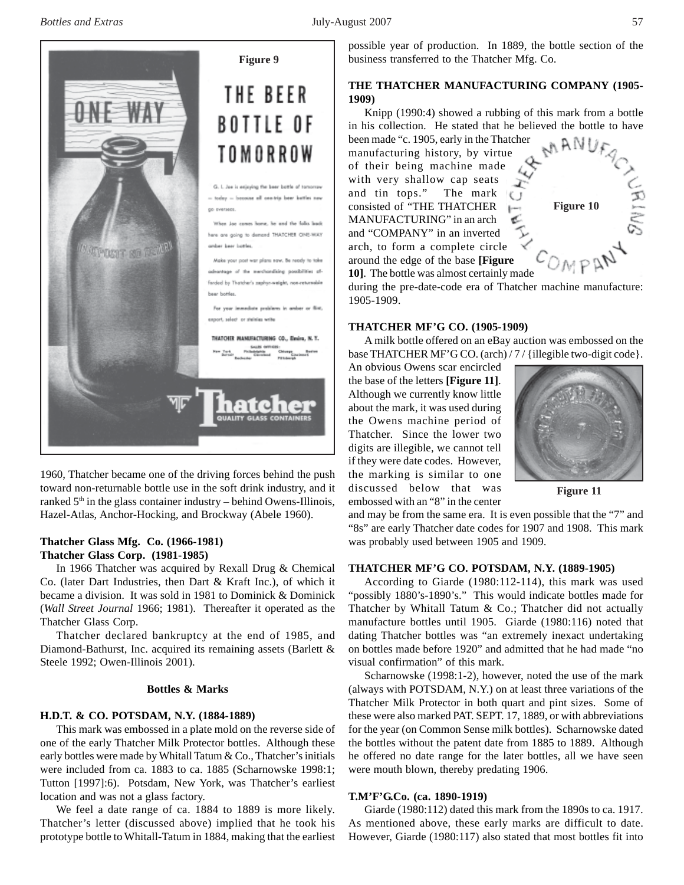Figure 9

1960, Thatcher became one of the driving forces behind the push toward non-returnable bottle use in the soft drink industry, and it ranked 5th in the glass container industry – behind Owens-Illinois, Hazel-Atlas, Anchor-Hocking, and Brockway (Abele 1960).

### Thatcher Glass Mfg. Co. (1966-1981)
### Thatcher Glass Corp. (1981-1985)

In 1966 Thatcher was acquired by Rexall Drug & Chemical Co. (later Dart Industries, then Dart & Kraft Inc.), of which it became a division. It was sold in 1981 to Dominick & Dominick (*Wall Street Journal* 1966; 1981). Thereafter it operated as the Thatcher Glass Corp.

Thatcher declared bankruptcy at the end of 1985, and Diamond-Bathurst, Inc. acquired its remaining assets (Barlett & Steele 1992; Owen-Illinois 2001).

## Bottles & Marks

### H.D.T. & CO. POTSDAM, N.Y. (1884-1889)

This mark was embossed in a plate mold on the reverse side of one of the early Thatcher Milk Protector bottles. Although these early bottles were made by Whitall Tatum & Co., Thatcher's initials were included from ca. 1883 to ca. 1885 (Scharnowske 1998:1; Tutton [1997]:6). Potsdam, New York, was Thatcher's earliest location and was not a glass factory.

We feel a date range of ca. 1884 to 1889 is more likely. Thatcher's letter (discussed above) implied that he took his prototype bottle to Whitall-Tatum in 1884, making that the earliest possible year of production. In 1889, the bottle section of the business transferred to the Thatcher Mfg. Co.

### THE THATCHER MANUFACTURING COMPANY (1905-1909)

Knipp (1990:4) showed a rubbing of this mark from a bottle in his collection. He stated that he believed the bottle to have been made "c. 1905, early in the Thatcher manufacturing history, by virtue of their being machine made with very shallow cap seats and tin tops." The mark consisted of "THE THATCHER MANUFACTURING" in an arch and "COMPANY" in an inverted arch, to form a complete circle around the edge of the base **[Figure 10]**. The bottle was almost certainly made during the pre-date-code era of Thatcher machine manufacture: 1905-1909.

Figure 10

### THATCHER MF'G CO. (1905-1909)

A milk bottle offered on an eBay auction was embossed on the base THATCHER MF'G CO. (arch) / 7 / {illegible two-digit code}. An obvious Owens scar encircled the base of the letters **[Figure 11]**. Although we currently know little about the mark, it was used during the Owens machine period of Thatcher. Since the lower two digits are illegible, we cannot tell if they were date codes. However, the marking is similar to one discussed below that was embossed with an "8" in the center and may be from the same era. It is even possible that the "7" and "8s" are early Thatcher date codes for 1907 and 1908. This mark was probably used between 1905 and 1909.

Figure 11

### THATCHER MF'G CO. POTSDAM, N.Y. (1889-1905)

According to Giarde (1980:112-114), this mark was used "possibly 1880's-1890's." This would indicate bottles made for Thatcher by Whitall Tatum & Co.; Thatcher did not actually manufacture bottles until 1905. Giarde (1980:116) noted that dating Thatcher bottles was "an extremely inexact undertaking on bottles made before 1920" and admitted that he had made "no visual confirmation" of this mark.

Scharnowske (1998:1-2), however, noted the use of the mark (always with POTSDAM, N.Y.) on at least three variations of the Thatcher Milk Protector in both quart and pint sizes. Some of these were also marked PAT. SEPT. 17, 1889, or with abbreviations for the year (on Common Sense milk bottles). Scharnowske dated the bottles without the patent date from 1885 to 1889. Although he offered no date range for the later bottles, all we have seen were mouth blown, thereby predating 1906.

### T.M'F'G.Co. (ca. 1890-1919)

Giarde (1980:112) dated this mark from the 1890s to ca. 1917. As mentioned above, these early marks are difficult to date. However, Giarde (1980:117) also stated that most bottles fit into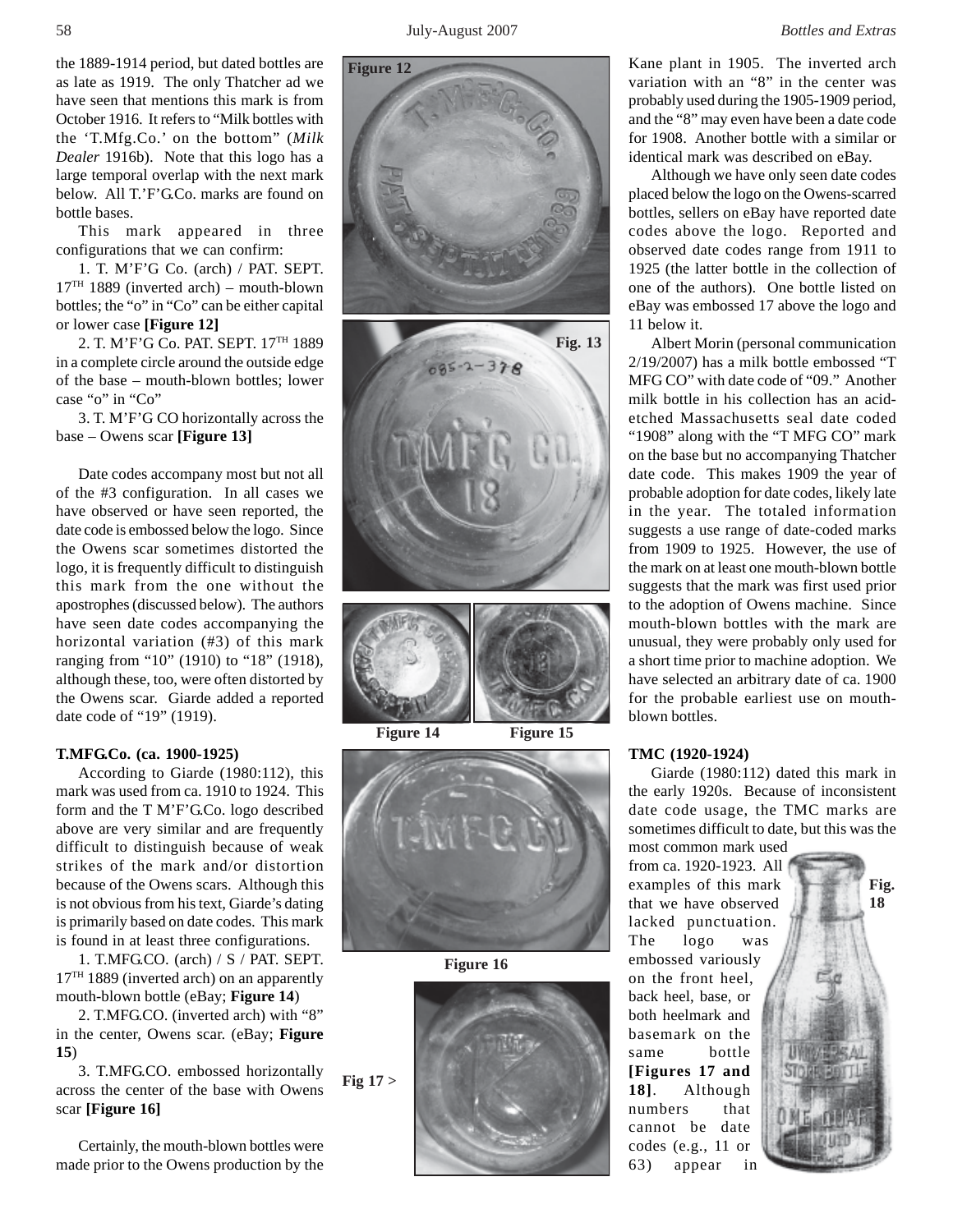the 1889-1914 period, but dated bottles are as late as 1919. The only Thatcher ad we have seen that mentions this mark is from October 1916. It refers to "Milk bottles with the 'T.Mfg.Co.' on the bottom" (*Milk Dealer* 1916b). Note that this logo has a large temporal overlap with the next mark below. All T.'F'G.Co. marks are found on bottle bases.

This mark appeared in three configurations that we can confirm:

1. T. M'F'G Co. (arch) / PAT. SEPT. 17TH 1889 (inverted arch) – mouth-blown bottles; the "o" in "Co" can be either capital or lower case **[Figure 12]**

2. T. M'F'G Co. PAT. SEPT. 17TH 1889 in a complete circle around the outside edge of the base – mouth-blown bottles; lower case "o" in "Co"

3. T. M'F'G CO horizontally across the base – Owens scar **[Figure 13]**

Date codes accompany most but not all of the #3 configuration. In all cases we have observed or have seen reported, the date code is embossed below the logo. Since the Owens scar sometimes distorted the logo, it is frequently difficult to distinguish this mark from the one without the apostrophes (discussed below). The authors have seen date codes accompanying the horizontal variation (#3) of this mark ranging from "10" (1910) to "18" (1918), although these, too, were often distorted by the Owens scar. Giarde added a reported date code of "19" (1919).

**T.MFG.Co. (ca. 1900-1925)**

According to Giarde (1980:112), this mark was used from ca. 1910 to 1924. This form and the T M'F'G.Co. logo described above are very similar and are frequently difficult to distinguish because of weak strikes of the mark and/or distortion because of the Owens scars. Although this is not obvious from his text, Giarde's dating is primarily based on date codes. This mark is found in at least three configurations.

1. T.MFG.CO. (arch) / S / PAT. SEPT. 17TH 1889 (inverted arch) on an apparently mouth-blown bottle (eBay; **Figure 14**)

2. T.MFG.CO. (inverted arch) with "8" in the center, Owens scar. (eBay; **Figure 15**)

3. T.MFG.CO. embossed horizontally across the center of the base with Owens scar **[Figure 16]**

Certainly, the mouth-blown bottles were made prior to the Owens production by the Kane plant in 1905. The inverted arch variation with an "8" in the center was probably used during the 1905-1909 period, and the "8" may even have been a date code for 1908. Another bottle with a similar or identical mark was described on eBay.

Although we have only seen date codes placed below the logo on the Owens-scarred bottles, sellers on eBay have reported date codes above the logo. Reported and observed date codes range from 1911 to 1925 (the latter bottle in the collection of one of the authors). One bottle listed on eBay was embossed 17 above the logo and 11 below it.

Albert Morin (personal communication 2/19/2007) has a milk bottle embossed "T MFG CO" with date code of "09." Another milk bottle in his collection has an acid-etched Massachusetts seal date coded "1908" along with the "T MFG CO" mark on the base but no accompanying Thatcher date code. This makes 1909 the year of probable adoption for date codes, likely late in the year. The totaled information suggests a use range of date-coded marks from 1909 to 1925. However, the use of the mark on at least one mouth-blown bottle suggests that the mark was first used prior to the adoption of Owens machine. Since mouth-blown bottles with the mark are unusual, they were probably only used for a short time prior to machine adoption. We have selected an arbitrary date of ca. 1900 for the probable earliest use on mouth-blown bottles.

**TMC (1920-1924)**

Giarde (1980:112) dated this mark in the early 1920s. Because of inconsistent date code usage, the TMC marks are sometimes difficult to date, but this was the most common mark used from ca. 1920-1923. All examples of this mark that we have observed lacked punctuation. The logo was embossed variously on the front heel, back heel, base, or both heelmark and basemark on the same bottle **[Figures 17 and 18]**. Although numbers that cannot be date codes (e.g., 11 or 63) appear in

Figure 12

Fig. 13

Figure 14

Figure 15

Figure 16

Fig 17 >

Fig. 18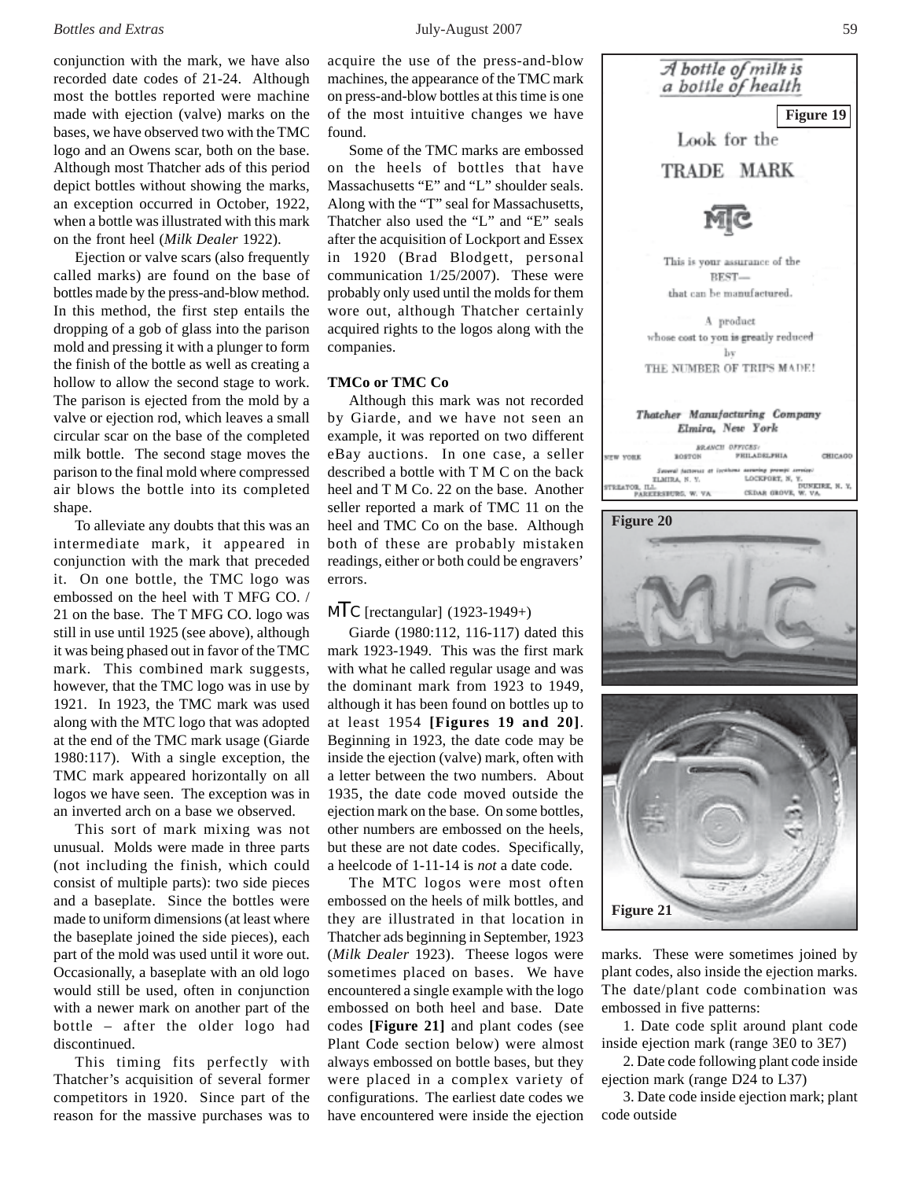conjunction with the mark, we have also recorded date codes of 21-24. Although most the bottles reported were machine made with ejection (valve) marks on the bases, we have observed two with the TMC logo and an Owens scar, both on the base. Although most Thatcher ads of this period depict bottles without showing the marks, an exception occurred in October, 1922, when a bottle was illustrated with this mark on the front heel (*Milk Dealer* 1922).

Ejection or valve scars (also frequently called marks) are found on the base of bottles made by the press-and-blow method. In this method, the first step entails the dropping of a gob of glass into the parison mold and pressing it with a plunger to form the finish of the bottle as well as creating a hollow to allow the second stage to work. The parison is ejected from the mold by a valve or ejection rod, which leaves a small circular scar on the base of the completed milk bottle. The second stage moves the parison to the final mold where compressed air blows the bottle into its completed shape.

To alleviate any doubts that this was an intermediate mark, it appeared in conjunction with the mark that preceded it. On one bottle, the TMC logo was embossed on the heel with T MFG CO. / 21 on the base. The T MFG CO. logo was still in use until 1925 (see above), although it was being phased out in favor of the TMC mark. This combined mark suggests, however, that the TMC logo was in use by 1921. In 1923, the TMC mark was used along with the MTC logo that was adopted at the end of the TMC mark usage (Giarde 1980:117). With a single exception, the TMC mark appeared horizontally on all logos we have seen. The exception was in an inverted arch on a base we observed.

This sort of mark mixing was not unusual. Molds were made in three parts (not including the finish, which could consist of multiple parts): two side pieces and a baseplate. Since the bottles were made to uniform dimensions (at least where the baseplate joined the side pieces), each part of the mold was used until it wore out. Occasionally, a baseplate with an old logo would still be used, often in conjunction with a newer mark on another part of the bottle – after the older logo had discontinued.

This timing fits perfectly with Thatcher's acquisition of several former competitors in 1920. Since part of the reason for the massive purchases was to acquire the use of the press-and-blow machines, the appearance of the TMC mark on press-and-blow bottles at this time is one of the most intuitive changes we have found.

Some of the TMC marks are embossed on the heels of bottles that have Massachusetts "E" and "L" shoulder seals. Along with the "T" seal for Massachusetts, Thatcher also used the "L" and "E" seals after the acquisition of Lockport and Essex in 1920 (Brad Blodgett, personal communication 1/25/2007). These were probably only used until the molds for them wore out, although Thatcher certainly acquired rights to the logos along with the companies.

**TMCo or TMC Co**

Although this mark was not recorded by Giarde, and we have not seen an example, it was reported on two different eBay auctions. In one case, a seller described a bottle with T M C on the back heel and T M Co. 22 on the base. Another seller reported a mark of TMC 11 on the heel and TMC Co on the base. Although both of these are probably mistaken readings, either or both could be engravers' errors.

**MTC [rectangular] (1923-1949+)**

Giarde (1980:112, 116-117) dated this mark 1923-1949. This was the first mark with what he called regular usage and was the dominant mark from 1923 to 1949, although it has been found on bottles up to at least 1954 **[Figures 19 and 20]**. Beginning in 1923, the date code may be inside the ejection (valve) mark, often with a letter between the two numbers. About 1935, the date code moved outside the ejection mark on the base. On some bottles, other numbers are embossed on the heels, but these are not date codes. Specifically, a heelcode of 1-11-14 is *not* a date code.

The MTC logos were most often embossed on the heels of milk bottles, and they are illustrated in that location in Thatcher ads beginning in September, 1923 (*Milk Dealer* 1923). Theese logos were sometimes placed on bases. We have encountered a single example with the logo embossed on both heel and base. Date codes **[Figure 21]** and plant codes (see Plant Code section below) were almost always embossed on bottle bases, but they were placed in a complex variety of configurations. The earliest date codes we have encountered were inside the ejection marks. These were sometimes joined by plant codes, also inside the ejection marks. The date/plant code combination was embossed in five patterns:

1. Date code split around plant code inside ejection mark (range 3E0 to 3E7)
2. Date code following plant code inside ejection mark (range D24 to L37)
3. Date code inside ejection mark; plant code outside

Figure 19

Figure 20

Figure 21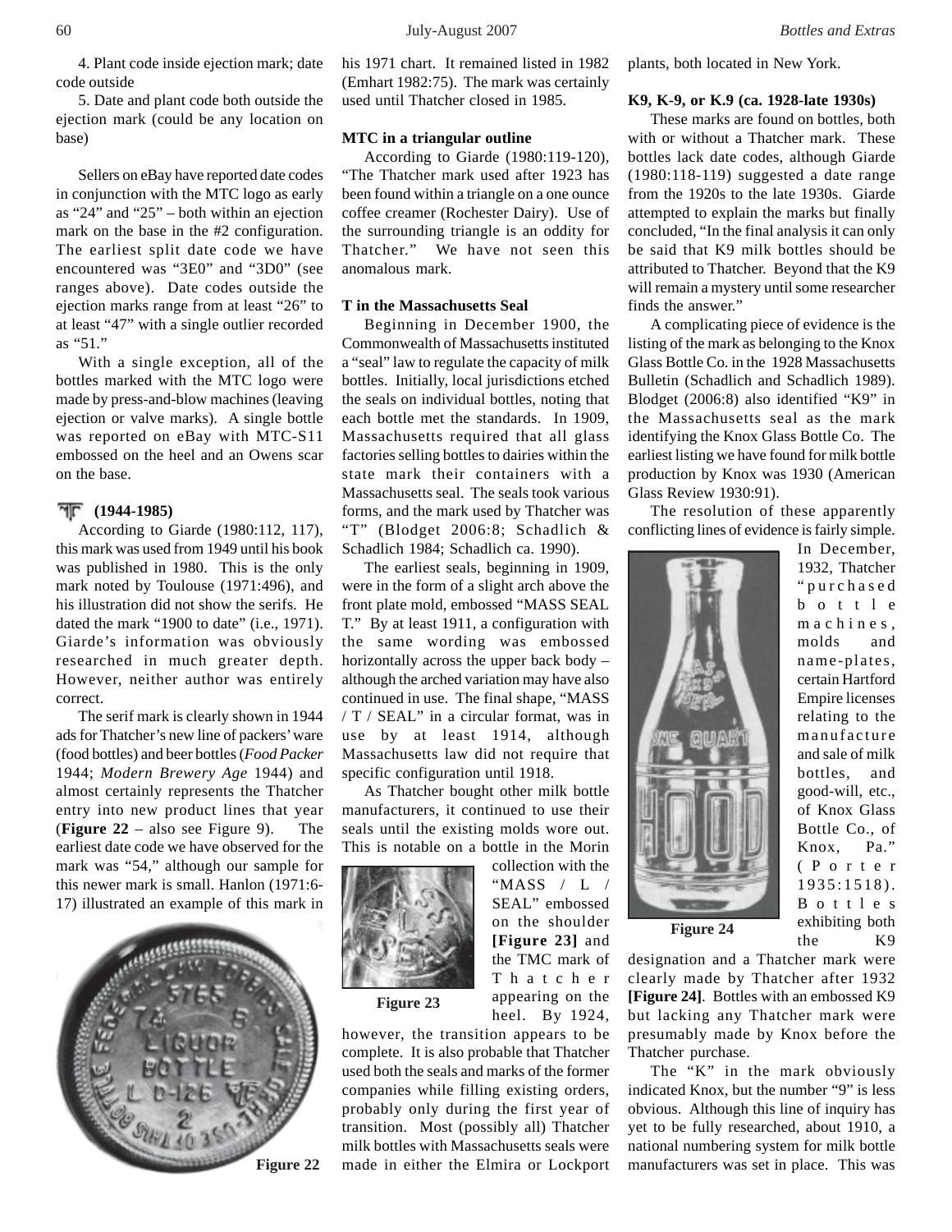4. Plant code inside ejection mark; date code outside

5. Date and plant code both outside the ejection mark (could be any location on base)

Sellers on eBay have reported date codes in conjunction with the MTC logo as early as "24" and "25" – both within an ejection mark on the base in the #2 configuration. The earliest split date code we have encountered was "3E0" and "3D0" (see ranges above). Date codes outside the ejection marks range from at least "26" to at least "47" with a single outlier recorded as "51."

With a single exception, all of the bottles marked with the MTC logo were made by press-and-blow machines (leaving ejection or valve marks). A single bottle was reported on eBay with MTC-S11 embossed on the heel and an Owens scar on the base.

### TF (1944-1985)

According to Giarde (1980:112, 117), this mark was used from 1949 until his book was published in 1980. This is the only mark noted by Toulouse (1971:496), and his illustration did not show the serifs. He dated the mark "1900 to date" (i.e., 1971). Giarde's information was obviously researched in much greater depth. However, neither author was entirely correct.

The serif mark is clearly shown in 1944 ads for Thatcher's new line of packers' ware (food bottles) and beer bottles (*Food Packer* 1944; *Modern Brewery Age* 1944) and almost certainly represents the Thatcher entry into new product lines that year (**Figure 22** – also see Figure 9). The earliest date code we have observed for the mark was "54," although our sample for this newer mark is small. Hanlon (1971:6-17) illustrated an example of this mark in his 1971 chart. It remained listed in 1982 (Emhart 1982:75). The mark was certainly used until Thatcher closed in 1985.

Figure 22

### MTC in a triangular outline

According to Giarde (1980:119-120), "The Thatcher mark used after 1923 has been found within a triangle on a one ounce coffee creamer (Rochester Dairy). Use of the surrounding triangle is an oddity for Thatcher." We have not seen this anomalous mark.

### T in the Massachusetts Seal

Beginning in December 1900, the Commonwealth of Massachusetts instituted a "seal" law to regulate the capacity of milk bottles. Initially, local jurisdictions etched the seals on individual bottles, noting that each bottle met the standards. In 1909, Massachusetts required that all glass factories selling bottles to dairies within the state mark their containers with a Massachusetts seal. The seals took various forms, and the mark used by Thatcher was "T" (Blodget 2006:8; Schadlich & Schadlich 1984; Schadlich ca. 1990).

The earliest seals, beginning in 1909, were in the form of a slight arch above the front plate mold, embossed "MASS SEAL T." By at least 1911, a configuration with the same wording was embossed horizontally across the upper back body – although the arched variation may have also continued in use. The final shape, "MASS / T / SEAL" in a circular format, was in use by at least 1914, although Massachusetts law did not require that specific configuration until 1918.

As Thatcher bought other milk bottle manufacturers, it continued to use their seals until the existing molds wore out. This is notable on a bottle in the Morin collection with the "MASS / L / SEAL" embossed on the shoulder **[Figure 23]** and the TMC mark of Thatcher appearing on the heel. By 1924, however, the transition appears to be complete. It is also probable that Thatcher used both the seals and marks of the former companies while filling existing orders, probably only during the first year of transition. Most (possibly all) Thatcher milk bottles with Massachusetts seals were made in either the Elmira or Lockport plants, both located in New York.

Figure 23

### K9, K-9, or K.9 (ca. 1928-late 1930s)

These marks are found on bottles, both with or without a Thatcher mark. These bottles lack date codes, although Giarde (1980:118-119) suggested a date range from the 1920s to the late 1930s. Giarde attempted to explain the marks but finally concluded, "In the final analysis it can only be said that K9 milk bottles should be attributed to Thatcher. Beyond that the K9 will remain a mystery until some researcher finds the answer."

A complicating piece of evidence is the listing of the mark as belonging to the Knox Glass Bottle Co. in the 1928 Massachusetts Bulletin (Schadlich and Schadlich 1989). Blodget (2006:8) also identified "K9" in the Massachusetts seal as the mark identifying the Knox Glass Bottle Co. The earliest listing we have found for milk bottle production by Knox was 1930 (American Glass Review 1930:91).

The resolution of these apparently conflicting lines of evidence is fairly simple. In December, 1932, Thatcher "purchased bottle machines, molds and name-plates, certain Hartford Empire licenses relating to the manufacture and sale of milk bottles, and good-will, etc., of Knox Glass Bottle Co., of Knox, Pa." (Porter 1935:1518). Bottles exhibiting both the K9 designation and a Thatcher mark were clearly made by Thatcher after 1932 **[Figure 24]**. Bottles with an embossed K9 but lacking any Thatcher mark were presumably made by Knox before the Thatcher purchase.

Figure 24

The "K" in the mark obviously indicated Knox, but the number "9" is less obvious. Although this line of inquiry has yet to be fully researched, about 1910, a national numbering system for milk bottle manufacturers was set in place. This was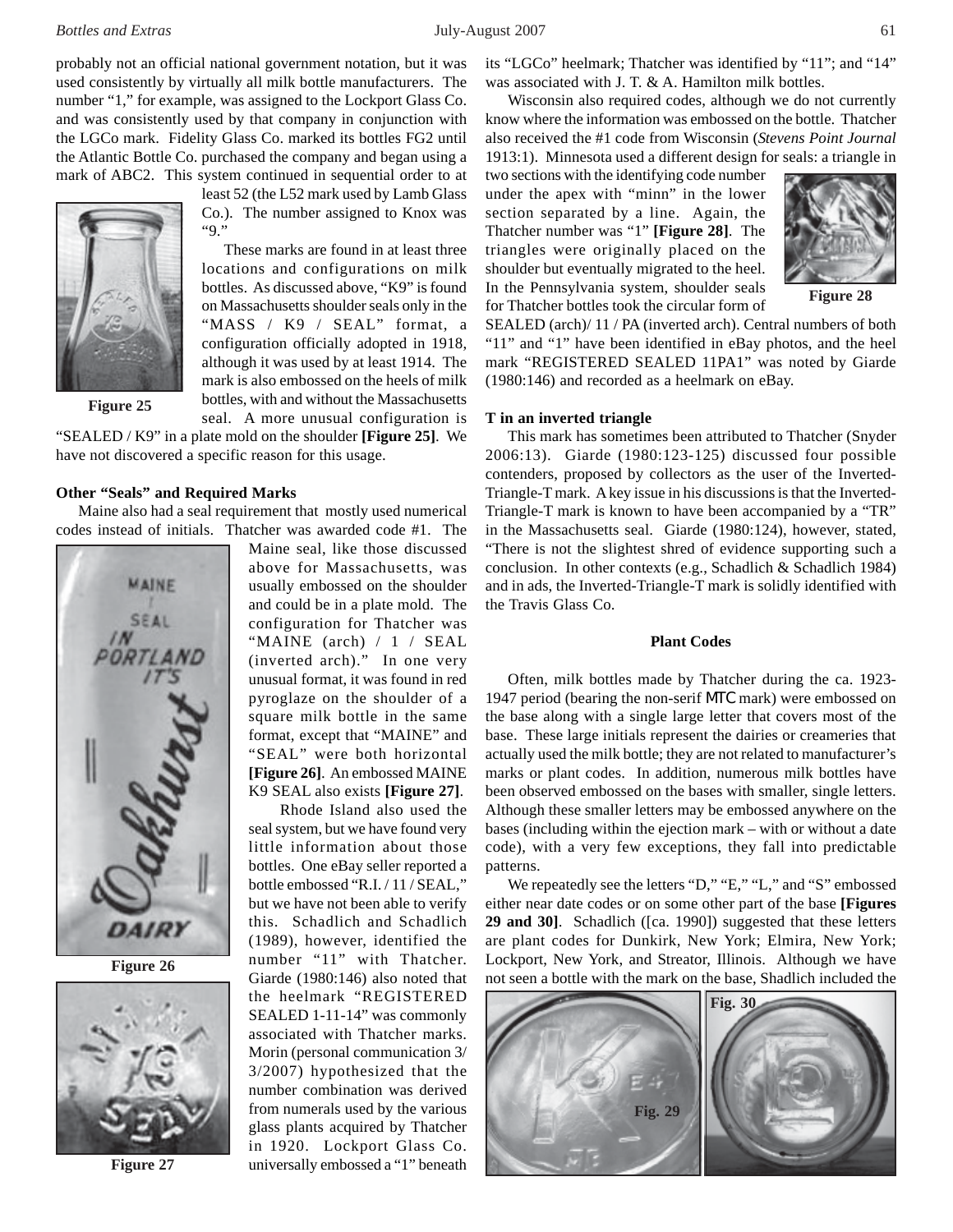probably not an official national government notation, but it was used consistently by virtually all milk bottle manufacturers. The number "1," for example, was assigned to the Lockport Glass Co. and was consistently used by that company in conjunction with the LGCo mark. Fidelity Glass Co. marked its bottles FG2 until the Atlantic Bottle Co. purchased the company and began using a mark of ABC2. This system continued in sequential order to at least 52 (the L52 mark used by Lamb Glass Co.). The number assigned to Knox was "9."

Figure 25

These marks are found in at least three locations and configurations on milk bottles. As discussed above, "K9" is found on Massachusetts shoulder seals only in the "MASS / K9 / SEAL" format, a configuration officially adopted in 1918, although it was used by at least 1914. The mark is also embossed on the heels of milk bottles, with and without the Massachusetts seal. A more unusual configuration is "SEALED / K9" in a plate mold on the shoulder **[Figure 25]**. We have not discovered a specific reason for this usage.

**Other "Seals" and Required Marks**

Maine also had a seal requirement that mostly used numerical codes instead of initials. Thatcher was awarded code #1. The Maine seal, like those discussed above for Massachusetts, was usually embossed on the shoulder and could be in a plate mold. The configuration for Thatcher was "MAINE (arch) / 1 / SEAL (inverted arch)." In one very unusual format, it was found in red pyroglaze on the shoulder of a square milk bottle in the same format, except that "MAINE" and "SEAL" were both horizontal **[Figure 26]**. An embossed MAINE K9 SEAL also exists **[Figure 27]**.

Figure 26

Figure 27

Rhode Island also used the seal system, but we have found very little information about those bottles. One eBay seller reported a bottle embossed "R.I. / 11 / SEAL," but we have not been able to verify this. Schadlich and Schadlich (1989), however, identified the number "11" with Thatcher. Giarde (1980:146) also noted that the heelmark "REGISTERED SEALED 1-11-14" was commonly associated with Thatcher marks. Morin (personal communication 3/3/2007) hypothesized that the number combination was derived from numerals used by the various glass plants acquired by Thatcher in 1920. Lockport Glass Co. universally embossed a "1" beneath its "LGCo" heelmark; Thatcher was identified by "11"; and "14" was associated with J. T. & A. Hamilton milk bottles.

Wisconsin also required codes, although we do not currently know where the information was embossed on the bottle. Thatcher also received the #1 code from Wisconsin (*Stevens Point Journal* 1913:1). Minnesota used a different design for seals: a triangle in two sections with the identifying code number under the apex with "minn" in the lower section separated by a line. Again, the Thatcher number was "1" **[Figure 28]**. The triangles were originally placed on the shoulder but eventually migrated to the heel. In the Pennsylvania system, shoulder seals for Thatcher bottles took the circular form of SEALED (arch)/ 11 / PA (inverted arch). Central numbers of both "11" and "1" have been identified in eBay photos, and the heel mark "REGISTERED SEALED 11PA1" was noted by Giarde (1980:146) and recorded as a heelmark on eBay.

Figure 28

**T in an inverted triangle**

This mark has sometimes been attributed to Thatcher (Snyder 2006:13). Giarde (1980:123-125) discussed four possible contenders, proposed by collectors as the user of the Inverted-Triangle-T mark. A key issue in his discussions is that the Inverted-Triangle-T mark is known to have been accompanied by a "TR" in the Massachusetts seal. Giarde (1980:124), however, stated, "There is not the slightest shred of evidence supporting such a conclusion. In other contexts (e.g., Schadlich & Schadlich 1984) and in ads, the Inverted-Triangle-T mark is solidly identified with the Travis Glass Co.

## Plant Codes

Often, milk bottles made by Thatcher during the ca. 1923-1947 period (bearing the non-serif MTC mark) were embossed on the base along with a single large letter that covers most of the base. These large initials represent the dairies or creameries that actually used the milk bottle; they are not related to manufacturer's marks or plant codes. In addition, numerous milk bottles have been observed embossed on the bases with smaller, single letters. Although these smaller letters may be embossed anywhere on the bases (including within the ejection mark – with or without a date code), with a very few exceptions, they fall into predictable patterns.

We repeatedly see the letters "D," "E," "L," and "S" embossed either near date codes or on some other part of the base **[Figures 29 and 30]**. Schadlich ([ca. 1990]) suggested that these letters are plant codes for Dunkirk, New York; Elmira, New York; Lockport, New York, and Streator, Illinois. Although we have not seen a bottle with the mark on the base, Shadlich included the

Fig. 29

Fig. 30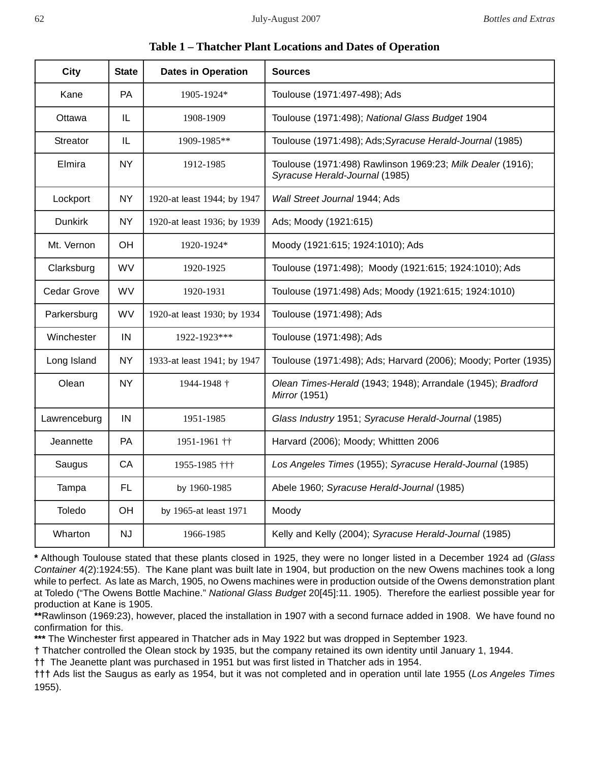**Table 1 – Thatcher Plant Locations and Dates of Operation**

| City | State | Dates in Operation | Sources |
|---|---|---|---|
| Kane | PA | 1905-1924* | Toulouse (1971:497-498); Ads |
| Ottawa | IL | 1908-1909 | Toulouse (1971:498); *National Glass Budget* 1904 |
| Streator | IL | 1909-1985** | Toulouse (1971:498); Ads;*Syracuse Herald-Journal* (1985) |
| Elmira | NY | 1912-1985 | Toulouse (1971:498) Rawlinson 1969:23; *Milk Dealer* (1916); *Syracuse Herald-Journal* (1985) |
| Lockport | NY | 1920-at least 1944; by 1947 | *Wall Street Journal* 1944; Ads |
| Dunkirk | NY | 1920-at least 1936; by 1939 | Ads; Moody (1921:615) |
| Mt. Vernon | OH | 1920-1924* | Moody (1921:615; 1924:1010); Ads |
| Clarksburg | WV | 1920-1925 | Toulouse (1971:498); Moody (1921:615; 1924:1010); Ads |
| Cedar Grove | WV | 1920-1931 | Toulouse (1971:498) Ads; Moody (1921:615; 1924:1010) |
| Parkersburg | WV | 1920-at least 1930; by 1934 | Toulouse (1971:498); Ads |
| Winchester | IN | 1922-1923*** | Toulouse (1971:498); Ads |
| Long Island | NY | 1933-at least 1941; by 1947 | Toulouse (1971:498); Ads; Harvard (2006); Moody; Porter (1935) |
| Olean | NY | 1944-1948 † | *Olean Times-Herald* (1943; 1948); Arrandale (1945); *Bradford Mirror* (1951) |
| Lawrenceburg | IN | 1951-1985 | *Glass Industry* 1951; *Syracuse Herald-Journal* (1985) |
| Jeannette | PA | 1951-1961 †† | Harvard (2006); Moody; Whittten 2006 |
| Saugus | CA | 1955-1985 ††† | *Los Angeles Times* (1955); *Syracuse Herald-Journal* (1985) |
| Tampa | FL | by 1960-1985 | Abele 1960; *Syracuse Herald-Journal* (1985) |
| Toledo | OH | by 1965-at least 1971 | Moody |
| Wharton | NJ | 1966-1985 | Kelly and Kelly (2004); *Syracuse Herald-Journal* (1985) |

**\*** Although Toulouse stated that these plants closed in 1925, they were no longer listed in a December 1924 ad (*Glass Container* 4(2):1924:55). The Kane plant was built late in 1904, but production on the new Owens machines took a long while to perfect. As late as March, 1905, no Owens machines were in production outside of the Owens demonstration plant at Toledo ("The Owens Bottle Machine." *National Glass Budget* 20[45]:11. 1905). Therefore the earliest possible year for production at Kane is 1905.

**\*\***Rawlinson (1969:23), however, placed the installation in 1907 with a second furnace added in 1908. We have found no confirmation for this.

**\*\*\*** The Winchester first appeared in Thatcher ads in May 1922 but was dropped in September 1923.

**†** Thatcher controlled the Olean stock by 1935, but the company retained its own identity until January 1, 1944.

**††** The Jeanette plant was purchased in 1951 but was first listed in Thatcher ads in 1954.

**†††** Ads list the Saugus as early as 1954, but it was not completed and in operation until late 1955 (*Los Angeles Times* 1955).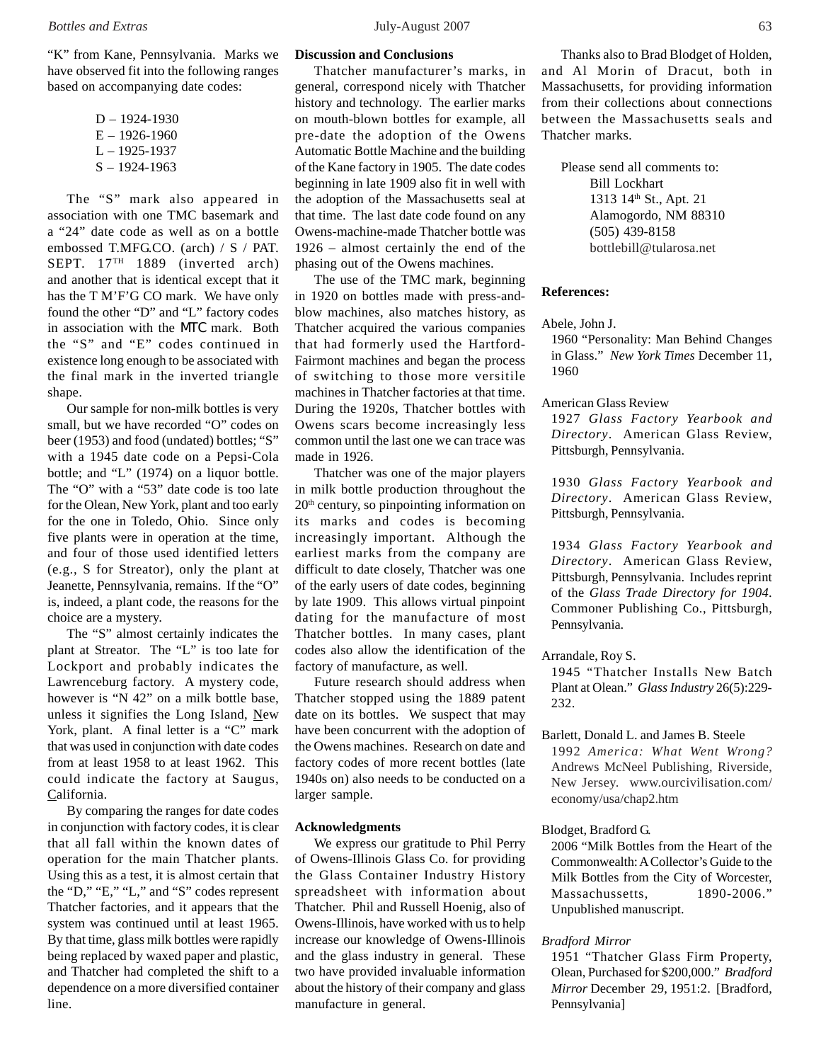"K" from Kane, Pennsylvania. Marks we have observed fit into the following ranges based on accompanying date codes:

D – 1924-1930
E – 1926-1960
L – 1925-1937
S – 1924-1963

The "S" mark also appeared in association with one TMC basemark and a "24" date code as well as on a bottle embossed T.MFG.CO. (arch) / S / PAT. SEPT. 17TH 1889 (inverted arch) and another that is identical except that it has the T M'F'G CO mark. We have only found the other "D" and "L" factory codes in association with the MTC mark. Both the "S" and "E" codes continued in existence long enough to be associated with the final mark in the inverted triangle shape.

Our sample for non-milk bottles is very small, but we have recorded "O" codes on beer (1953) and food (undated) bottles; "S" with a 1945 date code on a Pepsi-Cola bottle; and "L" (1974) on a liquor bottle. The "O" with a "53" date code is too late for the Olean, New York, plant and too early for the one in Toledo, Ohio. Since only five plants were in operation at the time, and four of those used identified letters (e.g., S for Streator), only the plant at Jeanette, Pennsylvania, remains. If the "O" is, indeed, a plant code, the reasons for the choice are a mystery.

The "S" almost certainly indicates the plant at Streator. The "L" is too late for Lockport and probably indicates the Lawrenceburg factory. A mystery code, however is "N 42" on a milk bottle base, unless it signifies the Long Island, New York, plant. A final letter is a "C" mark that was used in conjunction with date codes from at least 1958 to at least 1962. This could indicate the factory at Saugus, California.

By comparing the ranges for date codes in conjunction with factory codes, it is clear that all fall within the known dates of operation for the main Thatcher plants. Using this as a test, it is almost certain that the "D," "E," "L," and "S" codes represent Thatcher factories, and it appears that the system was continued until at least 1965. By that time, glass milk bottles were rapidly being replaced by waxed paper and plastic, and Thatcher had completed the shift to a dependence on a more diversified container line.

## Discussion and Conclusions

Thatcher manufacturer's marks, in general, correspond nicely with Thatcher history and technology. The earlier marks on mouth-blown bottles for example, all pre-date the adoption of the Owens Automatic Bottle Machine and the building of the Kane factory in 1905. The date codes beginning in late 1909 also fit in well with the adoption of the Massachusetts seal at that time. The last date code found on any Owens-machine-made Thatcher bottle was 1926 – almost certainly the end of the phasing out of the Owens machines.

The use of the TMC mark, beginning in 1920 on bottles made with press-and-blow machines, also matches history, as Thatcher acquired the various companies that had formerly used the Hartford-Fairmont machines and began the process of switching to those more versitile machines in Thatcher factories at that time. During the 1920s, Thatcher bottles with Owens scars become increasingly less common until the last one we can trace was made in 1926.

Thatcher was one of the major players in milk bottle production throughout the 20th century, so pinpointing information on its marks and codes is becoming increasingly important. Although the earliest marks from the company are difficult to date closely, Thatcher was one of the early users of date codes, beginning by late 1909. This allows virtual pinpoint dating for the manufacture of most Thatcher bottles. In many cases, plant codes also allow the identification of the factory of manufacture, as well.

Future research should address when Thatcher stopped using the 1889 patent date on its bottles. We suspect that may have been concurrent with the adoption of the Owens machines. Research on date and factory codes of more recent bottles (late 1940s on) also needs to be conducted on a larger sample.

## Acknowledgments

We express our gratitude to Phil Perry of Owens-Illinois Glass Co. for providing the Glass Container Industry History spreadsheet with information about Thatcher. Phil and Russell Hoenig, also of Owens-Illinois, have worked with us to help increase our knowledge of Owens-Illinois and the glass industry in general. These two have provided invaluable information about the history of their company and glass manufacture in general.

Thanks also to Brad Blodget of Holden, and Al Morin of Dracut, both in Massachusetts, for providing information from their collections about connections between the Massachusetts seals and Thatcher marks.

Please send all comments to:
Bill Lockhart
1313 14th St., Apt. 21
Alamogordo, NM 88310
(505) 439-8158
bottlebill@tularosa.net

## References:

Abele, John J.
1960 "Personality: Man Behind Changes in Glass." *New York Times* December 11, 1960

American Glass Review
1927 *Glass Factory Yearbook and Directory*. American Glass Review, Pittsburgh, Pennsylvania.

1930 *Glass Factory Yearbook and Directory*. American Glass Review, Pittsburgh, Pennsylvania.

1934 *Glass Factory Yearbook and Directory*. American Glass Review, Pittsburgh, Pennsylvania. Includes reprint of the *Glass Trade Directory for 1904*. Commoner Publishing Co., Pittsburgh, Pennsylvania.

Arrandale, Roy S.
1945 "Thatcher Installs New Batch Plant at Olean." *Glass Industry* 26(5):229-232.

Barlett, Donald L. and James B. Steele
1992 *America: What Went Wrong?* Andrews McNeel Publishing, Riverside, New Jersey. www.ourcivilisation.com/economy/usa/chap2.htm

Blodget, Bradford G.
2006 "Milk Bottles from the Heart of the Commonwealth: A Collector's Guide to the Milk Bottles from the City of Worcester, Massachussetts, 1890-2006." Unpublished manuscript.

*Bradford Mirror*
1951 "Thatcher Glass Firm Property, Olean, Purchased for $200,000." *Bradford Mirror* December 29, 1951:2. [Bradford, Pennsylvania]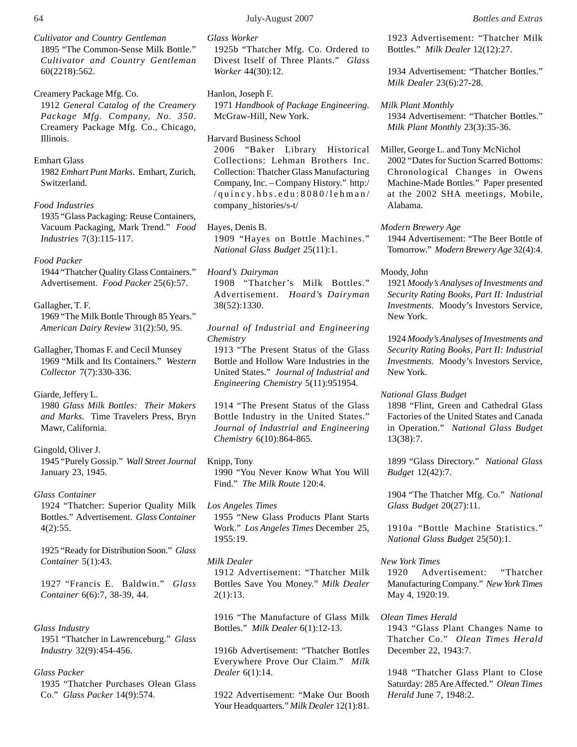*Cultivator and Country Gentleman*
1895 "The Common-Sense Milk Bottle." *Cultivator and Country Gentleman* 60(2218):562.

Creamery Package Mfg. Co.
1912 *General Catalog of the Creamery Package Mfg. Company, No. 350*. Creamery Package Mfg. Co., Chicago, Illinois.

Emhart Glass
1982 *Emhart Punt Marks*. Emhart, Zurich, Switzerland.

*Food Industries*
1935 "Glass Packaging: Reuse Containers, Vacuum Packaging, Mark Trend." *Food Industries* 7(3):115-117.

*Food Packer*
1944 "Thatcher Quality Glass Containers." Advertisement. *Food Packer* 25(6):57.

Gallagher, T. F.
1969 "The Milk Bottle Through 85 Years." *American Dairy Review* 31(2):50, 95.

Gallagher, Thomas F. and Cecil Munsey
1969 "Milk and Its Containers." *Western Collector* 7(7):330-336.

Giarde, Jeffery L.
1980 *Glass Milk Bottles: Their Makers and Marks*. Time Travelers Press, Bryn Mawr, California.

Gingold, Oliver J.
1945 "Purely Gossip." *Wall Street Journal* January 23, 1945.

*Glass Container*
1924 "Thatcher: Superior Quality Milk Bottles." Advertisement. *Glass Container* 4(2):55.

1925 "Ready for Distribution Soon." *Glass Container* 5(1):43.

1927 "Francis E. Baldwin." *Glass Container* 6(6):7, 38-39, 44.

*Glass Industry*
1951 "Thatcher in Lawrenceburg." *Glass Industry* 32(9):454-456.

*Glass Packer*
1935 "Thatcher Purchases Olean Glass Co." *Glass Packer* 14(9):574.

*Glass Worker*
1925b "Thatcher Mfg. Co. Ordered to Divest Itself of Three Plants." *Glass Worker* 44(30):12.

Hanlon, Joseph F.
1971 *Handbook of Package Engineering*. McGraw-Hill, New York.

Harvard Business School
2006 "Baker Library Historical Collections: Lehman Brothers Inc. Collection: Thatcher Glass Manufacturing Company, Inc. – Company History." http://quincy.hbs.edu:8080/lehman/company_histories/s-t/

Hayes, Denis B.
1909 "Hayes on Bottle Machines." *National Glass Budget* 25(11):1.

*Hoard's Dairyman*
1908 "Thatcher's Milk Bottles." Advertisement. *Hoard's Dairyman* 38(52):1330.

*Journal of Industrial and Engineering Chemistry*
1913 "The Present Status of the Glass Bottle and Hollow Ware Industries in the United States." *Journal of Industrial and Engineering Chemistry* 5(11):951954.

1914 "The Present Status of the Glass Bottle Industry in the United States." *Journal of Industrial and Engineering Chemistry* 6(10):864-865.

Knipp, Tony
1990 "You Never Know What You Will Find." *The Milk Route* 120:4.

*Los Angeles Times*
1955 "New Glass Products Plant Starts Work." *Los Angeles Times* December 25, 1955:19.

*Milk Dealer*
1912 Advertisement: "Thatcher Milk Bottles Save You Money." *Milk Dealer* 2(1):13.

1916 "The Manufacture of Glass Milk Bottles." *Milk Dealer* 6(1):12-13.

1916b Advertisement: "Thatcher Bottles Everywhere Prove Our Claim." *Milk Dealer* 6(1):14.

1922 Advertisement: "Make Our Booth Your Headquarters." *Milk Dealer* 12(1):81.

1923 Advertisement: "Thatcher Milk Bottles." *Milk Dealer* 12(12):27.

1934 Advertisement: "Thatcher Bottles." *Milk Dealer* 23(6):27-28.

*Milk Plant Monthly*
1934 Advertisement: "Thatcher Bottles." *Milk Plant Monthly* 23(3):35-36.

Miller, George L. and Tony McNichol
2002 "Dates for Suction Scarred Bottoms: Chronological Changes in Owens Machine-Made Bottles." Paper presented at the 2002 SHA meetings, Mobile, Alabama.

*Modern Brewery Age*
1944 Advertisement: "The Beer Bottle of Tomorrow." *Modern Brewery Age* 32(4):4.

Moody, John
1921 *Moody's Analyses of Investments and Security Rating Books, Part II: Industrial Investments*. Moody's Investors Service, New York.

1924 *Moody's Analyses of Investments and Security Rating Books, Part II: Industrial Investments*. Moody's Investors Service, New York.

*National Glass Budget*
1898 "Flint, Green and Cathedral Glass Factories of the United States and Canada in Operation." *National Glass Budget* 13(38):7.

1899 "Glass Directory." *National Glass Budget* 12(42):7.

1904 "The Thatcher Mfg. Co." *National Glass Budget* 20(27):11.

1910a "Bottle Machine Statistics." *National Glass Budget* 25(50):1.

*New York Times*
1920 Advertisement: "Thatcher Manufacturing Company." *New York Times* May 4, 1920:19.

*Olean Times Herald*
1943 "Glass Plant Changes Name to Thatcher Co." *Olean Times Herald* December 22, 1943:7.

1948 "Thatcher Glass Plant to Close Saturday: 285 Are Affected." *Olean Times Herald* June 7, 1948:2.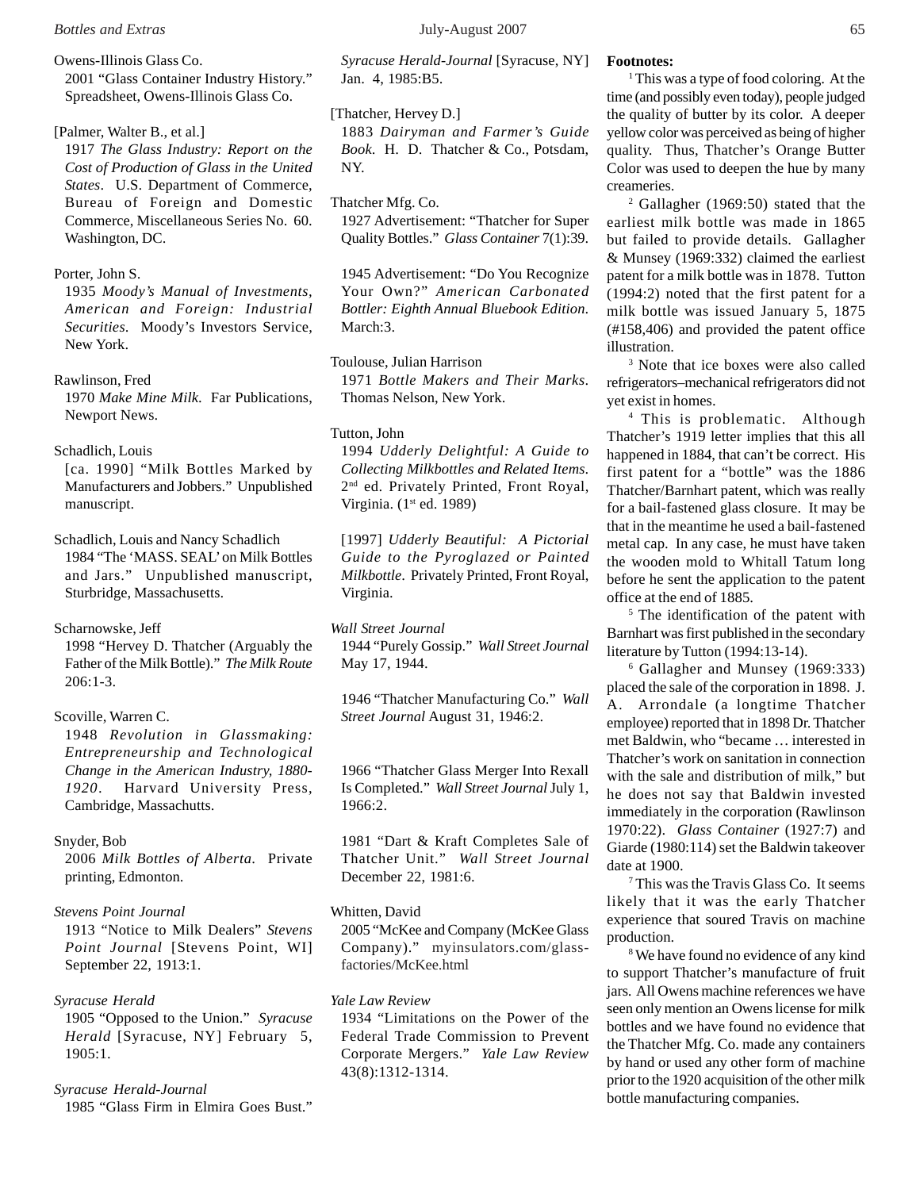Owens-Illinois Glass Co.
2001 "Glass Container Industry History." Spreadsheet, Owens-Illinois Glass Co.

[Palmer, Walter B., et al.]
1917 *The Glass Industry: Report on the Cost of Production of Glass in the United States*. U.S. Department of Commerce, Bureau of Foreign and Domestic Commerce, Miscellaneous Series No. 60. Washington, DC.

Porter, John S.
1935 *Moody's Manual of Investments, American and Foreign: Industrial Securities*. Moody's Investors Service, New York.

Rawlinson, Fred
1970 *Make Mine Milk*. Far Publications, Newport News.

Schadlich, Louis
[ca. 1990] "Milk Bottles Marked by Manufacturers and Jobbers." Unpublished manuscript.

Schadlich, Louis and Nancy Schadlich
1984 "The 'MASS. SEAL' on Milk Bottles and Jars." Unpublished manuscript, Sturbridge, Massachusetts.

Scharnowske, Jeff
1998 "Hervey D. Thatcher (Arguably the Father of the Milk Bottle)." *The Milk Route* 206:1-3.

Scoville, Warren C.
1948 *Revolution in Glassmaking: Entrepreneurship and Technological Change in the American Industry, 1880-1920*. Harvard University Press, Cambridge, Massachutts.

Snyder, Bob
2006 *Milk Bottles of Alberta*. Private printing, Edmonton.

*Stevens Point Journal*
1913 "Notice to Milk Dealers" *Stevens Point Journal* [Stevens Point, WI] September 22, 1913:1.

*Syracuse Herald*
1905 "Opposed to the Union." *Syracuse Herald* [Syracuse, NY] February 5, 1905:1.

*Syracuse Herald-Journal*
1985 "Glass Firm in Elmira Goes Bust." *Syracuse Herald-Journal* [Syracuse, NY] Jan. 4, 1985:B5.

[Thatcher, Hervey D.]
1883 *Dairyman and Farmer's Guide Book*. H. D. Thatcher & Co., Potsdam, NY.

Thatcher Mfg. Co.
1927 Advertisement: "Thatcher for Super Quality Bottles." *Glass Container* 7(1):39.

1945 Advertisement: "Do You Recognize Your Own?" *American Carbonated Bottler: Eighth Annual Bluebook Edition*. March:3.

Toulouse, Julian Harrison
1971 *Bottle Makers and Their Marks*. Thomas Nelson, New York.

Tutton, John
1994 *Udderly Delightful: A Guide to Collecting Milkbottles and Related Items*. 2nd ed. Privately Printed, Front Royal, Virginia. (1st ed. 1989)

[1997] *Udderly Beautiful: A Pictorial Guide to the Pyroglazed or Painted Milkbottle*. Privately Printed, Front Royal, Virginia.

*Wall Street Journal*
1944 "Purely Gossip." *Wall Street Journal* May 17, 1944.

1946 "Thatcher Manufacturing Co." *Wall Street Journal* August 31, 1946:2.

1966 "Thatcher Glass Merger Into Rexall Is Completed." *Wall Street Journal* July 1, 1966:2.

1981 "Dart & Kraft Completes Sale of Thatcher Unit." *Wall Street Journal* December 22, 1981:6.

Whitten, David
2005 "McKee and Company (McKee Glass Company)." myinsulators.com/glass-factories/McKee.html

*Yale Law Review*
1934 "Limitations on the Power of the Federal Trade Commission to Prevent Corporate Mergers." *Yale Law Review* 43(8):1312-1314.

**Footnotes:**

[1] This was a type of food coloring. At the time (and possibly even today), people judged the quality of butter by its color. A deeper yellow color was perceived as being of higher quality. Thus, Thatcher's Orange Butter Color was used to deepen the hue by many creameries.

[2] Gallagher (1969:50) stated that the earliest milk bottle was made in 1865 but failed to provide details. Gallagher & Munsey (1969:332) claimed the earliest patent for a milk bottle was in 1878. Tutton (1994:2) noted that the first patent for a milk bottle was issued January 5, 1875 (#158,406) and provided the patent office illustration.

[3] Note that ice boxes were also called refrigerators–mechanical refrigerators did not yet exist in homes.

[4] This is problematic. Although Thatcher's 1919 letter implies that this all happened in 1884, that can't be correct. His first patent for a "bottle" was the 1886 Thatcher/Barnhart patent, which was really for a bail-fastened glass closure. It may be that in the meantime he used a bail-fastened metal cap. In any case, he must have taken the wooden mold to Whitall Tatum long before he sent the application to the patent office at the end of 1885.

[5] The identification of the patent with Barnhart was first published in the secondary literature by Tutton (1994:13-14).

[6] Gallagher and Munsey (1969:333) placed the sale of the corporation in 1898. J. A. Arrondale (a longtime Thatcher employee) reported that in 1898 Dr. Thatcher met Baldwin, who "became … interested in Thatcher's work on sanitation in connection with the sale and distribution of milk," but he does not say that Baldwin invested immediately in the corporation (Rawlinson 1970:22). *Glass Container* (1927:7) and Giarde (1980:114) set the Baldwin takeover date at 1900.

[7] This was the Travis Glass Co. It seems likely that it was the early Thatcher experience that soured Travis on machine production.

[8] We have found no evidence of any kind to support Thatcher's manufacture of fruit jars. All Owens machine references we have seen only mention an Owens license for milk bottles and we have found no evidence that the Thatcher Mfg. Co. made any containers by hand or used any other form of machine prior to the 1920 acquisition of the other milk bottle manufacturing companies.